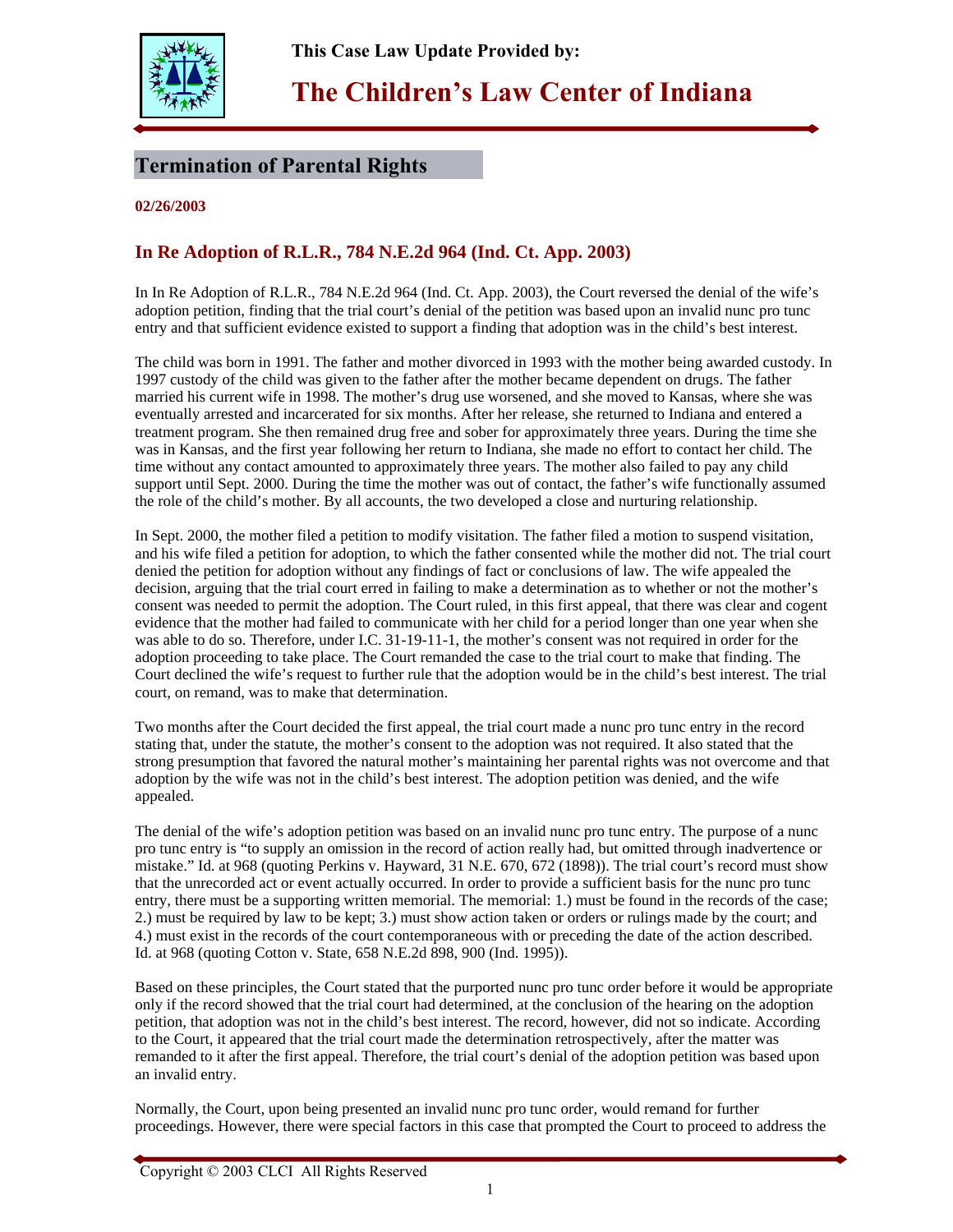This Case Law Update Provided by:

# The Children's Law Center of Indiana

## Termination of Parental Rights

**02/26/2003**

### In Re Adoption of R.L.R., 784 N.E.2d 964 (Ind. Ct. App. 2003)

In In Re Adoption of R.L.R., 784 N.E.2d 964 (Ind. Ct. App. 2003), the Court reversed the denial of the wife's adoption petition, finding that the trial court's denial of the petition was based upon an invalid nunc pro tunc entry and that sufficient evidence existed to support a finding that adoption was in the child's best interest.

The child was born in 1991. The father and mother divorced in 1993 with the mother being awarded custody. In 1997 custody of the child was given to the father after the mother became dependent on drugs. The father married his current wife in 1998. The mother's drug use worsened, and she moved to Kansas, where she was eventually arrested and incarcerated for six months. After her release, she returned to Indiana and entered a treatment program. She then remained drug free and sober for approximately three years. During the time she was in Kansas, and the first year following her return to Indiana, she made no effort to contact her child. The time without any contact amounted to approximately three years. The mother also failed to pay any child support until Sept. 2000. During the time the mother was out of contact, the father's wife functionally assumed the role of the child's mother. By all accounts, the two developed a close and nurturing relationship.

In Sept. 2000, the mother filed a petition to modify visitation. The father filed a motion to suspend visitation, and his wife filed a petition for adoption, to which the father consented while the mother did not. The trial court denied the petition for adoption without any findings of fact or conclusions of law. The wife appealed the decision, arguing that the trial court erred in failing to make a determination as to whether or not the mother's consent was needed to permit the adoption. The Court ruled, in this first appeal, that there was clear and cogent evidence that the mother had failed to communicate with her child for a period longer than one year when she was able to do so. Therefore, under I.C. 31-19-11-1, the mother's consent was not required in order for the adoption proceeding to take place. The Court remanded the case to the trial court to make that finding. The Court declined the wife's request to further rule that the adoption would be in the child's best interest. The trial court, on remand, was to make that determination.

Two months after the Court decided the first appeal, the trial court made a nunc pro tunc entry in the record stating that, under the statute, the mother's consent to the adoption was not required. It also stated that the strong presumption that favored the natural mother's maintaining her parental rights was not overcome and that adoption by the wife was not in the child's best interest. The adoption petition was denied, and the wife appealed.

The denial of the wife's adoption petition was based on an invalid nunc pro tunc entry. The purpose of a nunc pro tunc entry is "to supply an omission in the record of action really had, but omitted through inadvertence or mistake." Id. at 968 (quoting Perkins v. Hayward, 31 N.E. 670, 672 (1898)). The trial court's record must show that the unrecorded act or event actually occurred. In order to provide a sufficient basis for the nunc pro tunc entry, there must be a supporting written memorial. The memorial: 1.) must be found in the records of the case; 2.) must be required by law to be kept; 3.) must show action taken or orders or rulings made by the court; and 4.) must exist in the records of the court contemporaneous with or preceding the date of the action described. Id. at 968 (quoting Cotton v. State, 658 N.E.2d 898, 900 (Ind. 1995)).

Based on these principles, the Court stated that the purported nunc pro tunc order before it would be appropriate only if the record showed that the trial court had determined, at the conclusion of the hearing on the adoption petition, that adoption was not in the child's best interest. The record, however, did not so indicate. According to the Court, it appeared that the trial court made the determination retrospectively, after the matter was remanded to it after the first appeal. Therefore, the trial court's denial of the adoption petition was based upon an invalid entry.

Normally, the Court, upon being presented an invalid nunc pro tunc order, would remand for further proceedings. However, there were special factors in this case that prompted the Court to proceed to address the

Copyright © 2003 CLCI All Rights Reserved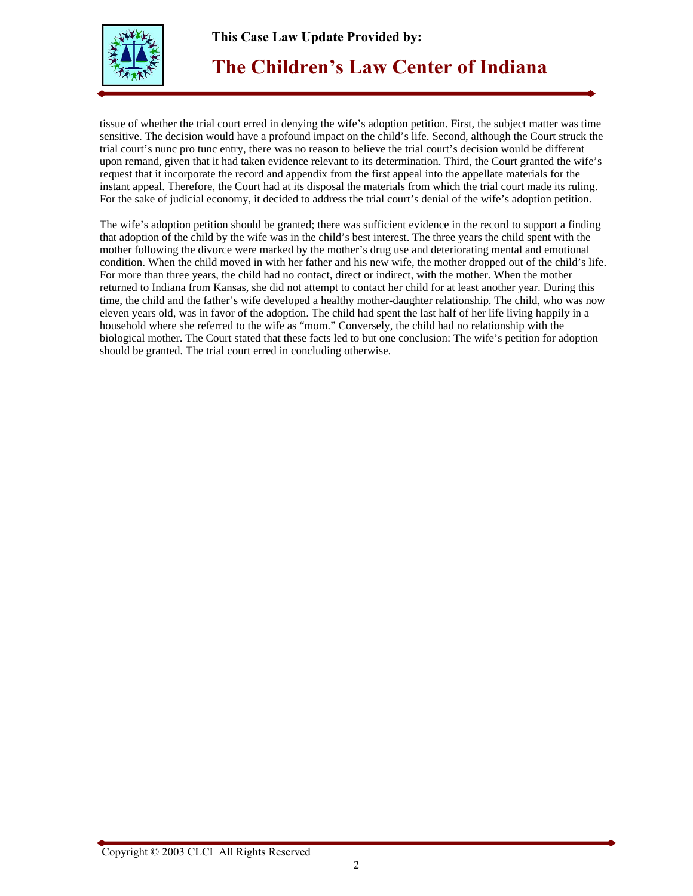tissue of whether the trial court erred in denying the wife's adoption petition. First, the subject matter was time sensitive. The decision would have a profound impact on the child's life. Second, although the Court struck the trial court's nunc pro tunc entry, there was no reason to believe the trial court's decision would be different upon remand, given that it had taken evidence relevant to its determination. Third, the Court granted the wife's request that it incorporate the record and appendix from the first appeal into the appellate materials for the instant appeal. Therefore, the Court had at its disposal the materials from which the trial court made its ruling. For the sake of judicial economy, it decided to address the trial court's denial of the wife's adoption petition.

The wife's adoption petition should be granted; there was sufficient evidence in the record to support a finding that adoption of the child by the wife was in the child's best interest. The three years the child spent with the mother following the divorce were marked by the mother's drug use and deteriorating mental and emotional condition. When the child moved in with her father and his new wife, the mother dropped out of the child's life. For more than three years, the child had no contact, direct or indirect, with the mother. When the mother returned to Indiana from Kansas, she did not attempt to contact her child for at least another year. During this time, the child and the father's wife developed a healthy mother-daughter relationship. The child, who was now eleven years old, was in favor of the adoption. The child had spent the last half of her life living happily in a household where she referred to the wife as "mom." Conversely, the child had no relationship with the biological mother. The Court stated that these facts led to but one conclusion: The wife's petition for adoption should be granted. The trial court erred in concluding otherwise.